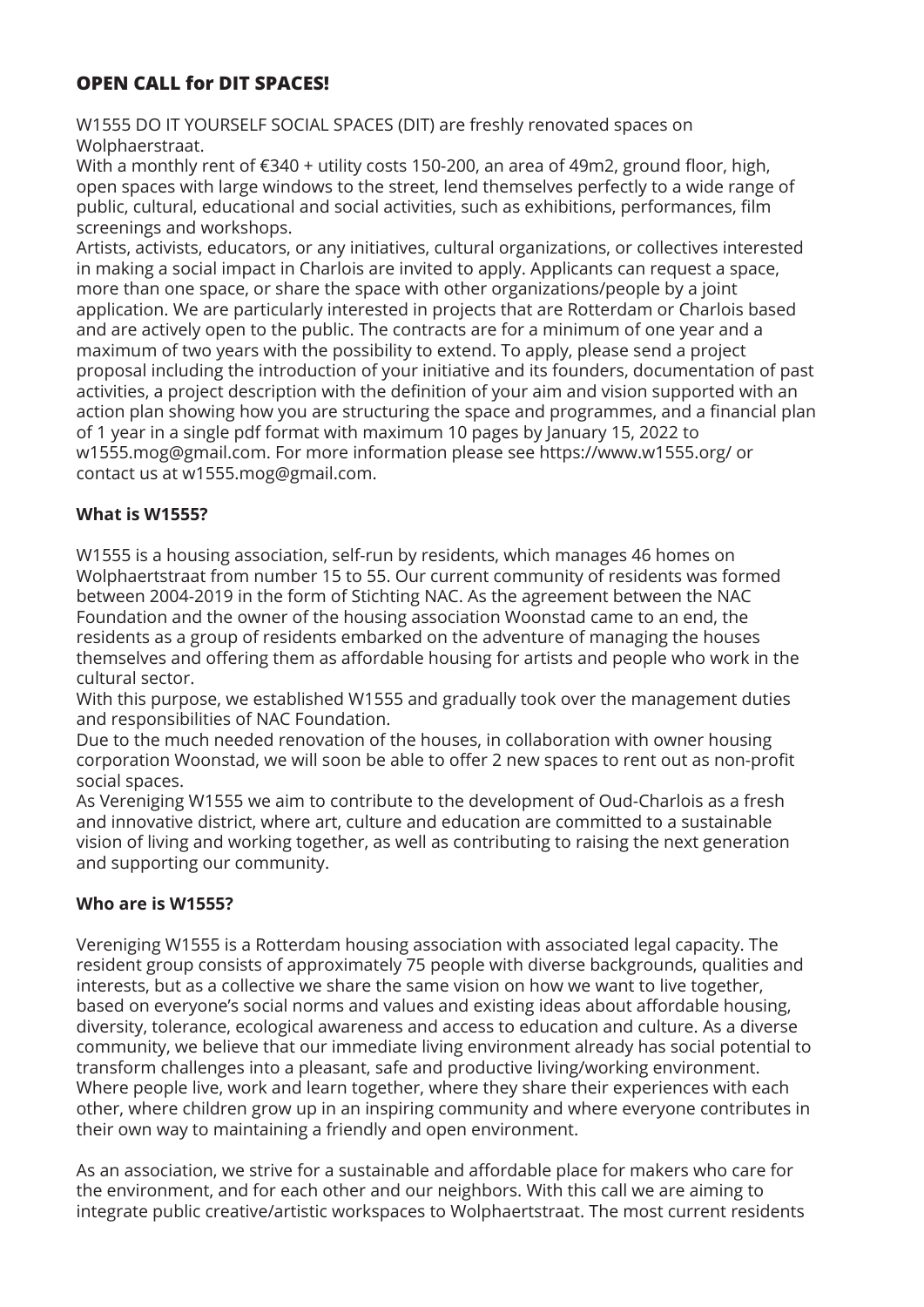## OPEN CALL for DIT SPACES!

W1555 DO IT YOURSELF SOCIAL SPACES (DIT) are freshly renovated spaces on Wolphaerstraat.
With a monthly rent of €340 + utility costs 150-200, an area of 49m2, ground floor, high, open spaces with large windows to the street, lend themselves perfectly to a wide range of public, cultural, educational and social activities, such as exhibitions, performances, film screenings and workshops.
Artists, activists, educators, or any initiatives, cultural organizations, or collectives interested in making a social impact in Charlois are invited to apply. Applicants can request a space, more than one space, or share the space with other organizations/people by a joint application. We are particularly interested in projects that are Rotterdam or Charlois based and are actively open to the public. The contracts are for a minimum of one year and a maximum of two years with the possibility to extend. To apply, please send a project proposal including the introduction of your initiative and its founders, documentation of past activities, a project description with the definition of your aim and vision supported with an action plan showing how you are structuring the space and programmes, and a financial plan of 1 year in a single pdf format with maximum 10 pages by January 15, 2022 to w1555.mog@gmail.com. For more information please see https://www.w1555.org/ or contact us at w1555.mog@gmail.com.

### What is W1555?

W1555 is a housing association, self-run by residents, which manages 46 homes on Wolphaertstraat from number 15 to 55. Our current community of residents was formed between 2004-2019 in the form of Stichting NAC. As the agreement between the NAC Foundation and the owner of the housing association Woonstad came to an end, the residents as a group of residents embarked on the adventure of managing the houses themselves and offering them as affordable housing for artists and people who work in the cultural sector.
With this purpose, we established W1555 and gradually took over the management duties and responsibilities of NAC Foundation.
Due to the much needed renovation of the houses, in collaboration with owner housing corporation Woonstad, we will soon be able to offer 2 new spaces to rent out as non-profit social spaces.
As Vereniging W1555 we aim to contribute to the development of Oud-Charlois as a fresh and innovative district, where art, culture and education are committed to a sustainable vision of living and working together, as well as contributing to raising the next generation and supporting our community.

### Who are is W1555?

Vereniging W1555 is a Rotterdam housing association with associated legal capacity. The resident group consists of approximately 75 people with diverse backgrounds, qualities and interests, but as a collective we share the same vision on how we want to live together, based on everyone's social norms and values and existing ideas about affordable housing, diversity, tolerance, ecological awareness and access to education and culture. As a diverse community, we believe that our immediate living environment already has social potential to transform challenges into a pleasant, safe and productive living/working environment. Where people live, work and learn together, where they share their experiences with each other, where children grow up in an inspiring community and where everyone contributes in their own way to maintaining a friendly and open environment.

As an association, we strive for a sustainable and affordable place for makers who care for the environment, and for each other and our neighbors. With this call we are aiming to integrate public creative/artistic workspaces to Wolphaertstraat. The most current residents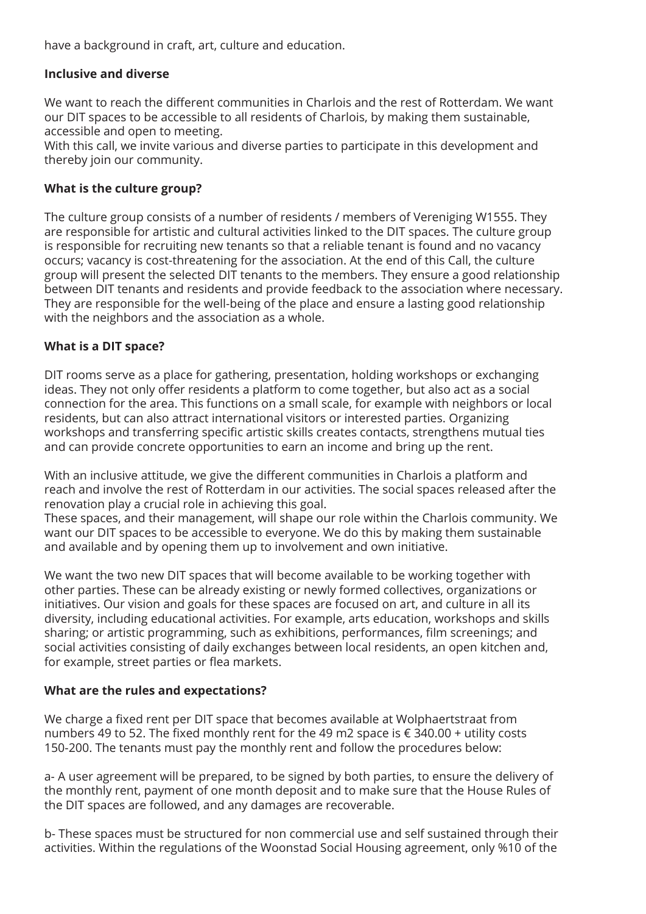have a background in craft, art, culture and education.

**Inclusive and diverse**

We want to reach the different communities in Charlois and the rest of Rotterdam. We want our DIT spaces to be accessible to all residents of Charlois, by making them sustainable, accessible and open to meeting.
With this call, we invite various and diverse parties to participate in this development and thereby join our community.

**What is the culture group?**

The culture group consists of a number of residents / members of Vereniging W1555. They are responsible for artistic and cultural activities linked to the DIT spaces. The culture group is responsible for recruiting new tenants so that a reliable tenant is found and no vacancy occurs; vacancy is cost-threatening for the association. At the end of this Call, the culture group will present the selected DIT tenants to the members. They ensure a good relationship between DIT tenants and residents and provide feedback to the association where necessary. They are responsible for the well-being of the place and ensure a lasting good relationship with the neighbors and the association as a whole.

**What is a DIT space?**

DIT rooms serve as a place for gathering, presentation, holding workshops or exchanging ideas. They not only offer residents a platform to come together, but also act as a social connection for the area. This functions on a small scale, for example with neighbors or local residents, but can also attract international visitors or interested parties. Organizing workshops and transferring specific artistic skills creates contacts, strengthens mutual ties and can provide concrete opportunities to earn an income and bring up the rent.

With an inclusive attitude, we give the different communities in Charlois a platform and reach and involve the rest of Rotterdam in our activities. The social spaces released after the renovation play a crucial role in achieving this goal.
These spaces, and their management, will shape our role within the Charlois community. We want our DIT spaces to be accessible to everyone. We do this by making them sustainable and available and by opening them up to involvement and own initiative.

We want the two new DIT spaces that will become available to be working together with other parties. These can be already existing or newly formed collectives, organizations or initiatives. Our vision and goals for these spaces are focused on art, and culture in all its diversity, including educational activities. For example, arts education, workshops and skills sharing; or artistic programming, such as exhibitions, performances, film screenings; and social activities consisting of daily exchanges between local residents, an open kitchen and, for example, street parties or flea markets.

**What are the rules and expectations?**

We charge a fixed rent per DIT space that becomes available at Wolphaertstraat from numbers 49 to 52. The fixed monthly rent for the 49 m2 space is € 340.00 + utility costs 150-200. The tenants must pay the monthly rent and follow the procedures below:

a- A user agreement will be prepared, to be signed by both parties, to ensure the delivery of the monthly rent, payment of one month deposit and to make sure that the House Rules of the DIT spaces are followed, and any damages are recoverable.

b- These spaces must be structured for non commercial use and self sustained through their activities. Within the regulations of the Woonstad Social Housing agreement, only %10 of the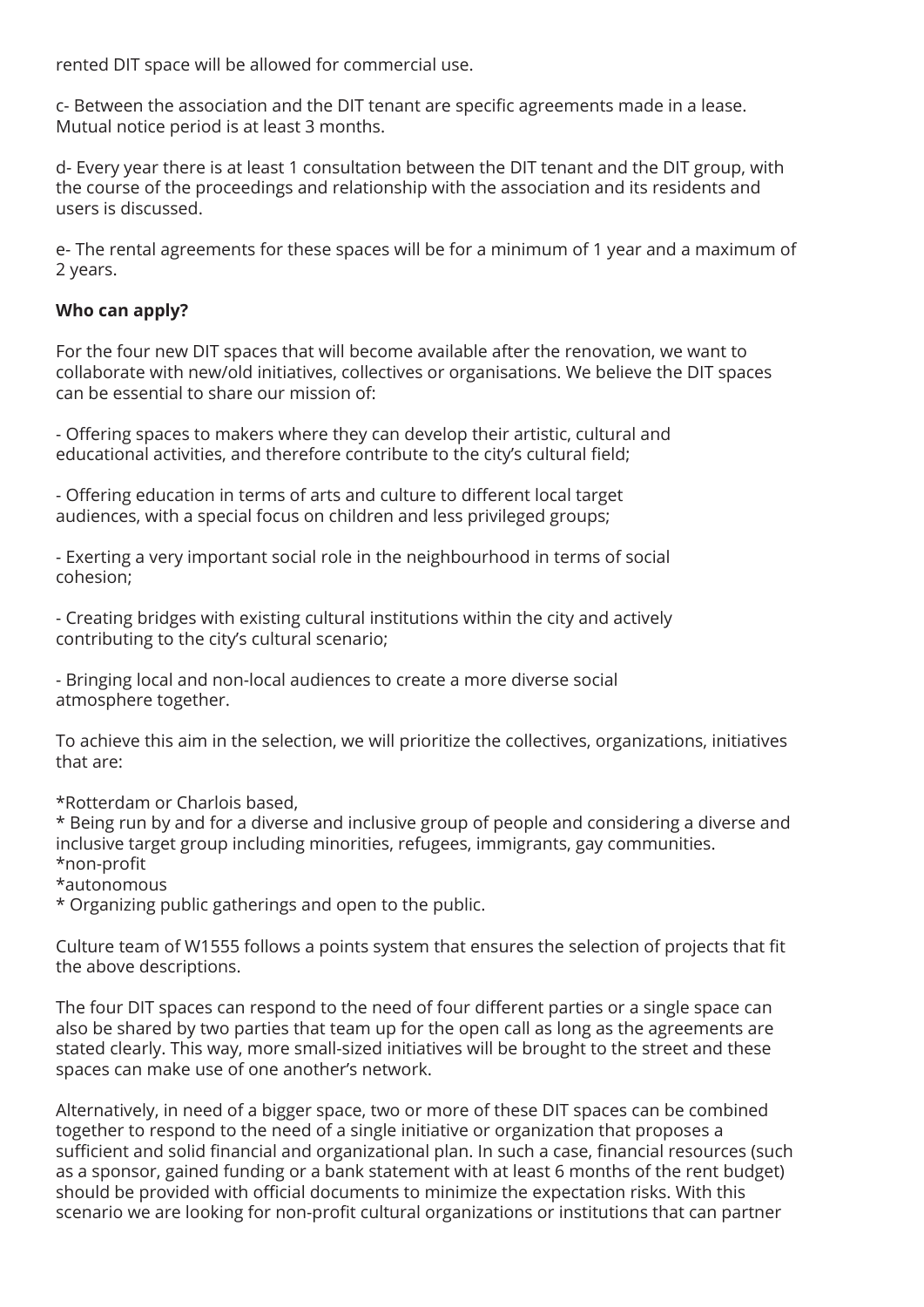rented DIT space will be allowed for commercial use.

c- Between the association and the DIT tenant are specific agreements made in a lease. Mutual notice period is at least 3 months.

d- Every year there is at least 1 consultation between the DIT tenant and the DIT group, with the course of the proceedings and relationship with the association and its residents and users is discussed.

e- The rental agreements for these spaces will be for a minimum of 1 year and a maximum of 2 years.

**Who can apply?**

For the four new DIT spaces that will become available after the renovation, we want to collaborate with new/old initiatives, collectives or organisations. We believe the DIT spaces can be essential to share our mission of:

- Offering spaces to makers where they can develop their artistic, cultural and educational activities, and therefore contribute to the city's cultural field;

- Offering education in terms of arts and culture to different local target audiences, with a special focus on children and less privileged groups;

- Exerting a very important social role in the neighbourhood in terms of social cohesion;

- Creating bridges with existing cultural institutions within the city and actively contributing to the city's cultural scenario;

- Bringing local and non-local audiences to create a more diverse social atmosphere together.

To achieve this aim in the selection, we will prioritize the collectives, organizations, initiatives that are:

*Rotterdam or Charlois based,
* Being run by and for a diverse and inclusive group of people and considering a diverse and inclusive target group including minorities, refugees, immigrants, gay communities.
*non-profit
*autonomous
* Organizing public gatherings and open to the public.

Culture team of W1555 follows a points system that ensures the selection of projects that fit the above descriptions.

The four DIT spaces can respond to the need of four different parties or a single space can also be shared by two parties that team up for the open call as long as the agreements are stated clearly. This way, more small-sized initiatives will be brought to the street and these spaces can make use of one another's network.

Alternatively, in need of a bigger space, two or more of these DIT spaces can be combined together to respond to the need of a single initiative or organization that proposes a sufficient and solid financial and organizational plan. In such a case, financial resources (such as a sponsor, gained funding or a bank statement with at least 6 months of the rent budget) should be provided with official documents to minimize the expectation risks. With this scenario we are looking for non-profit cultural organizations or institutions that can partner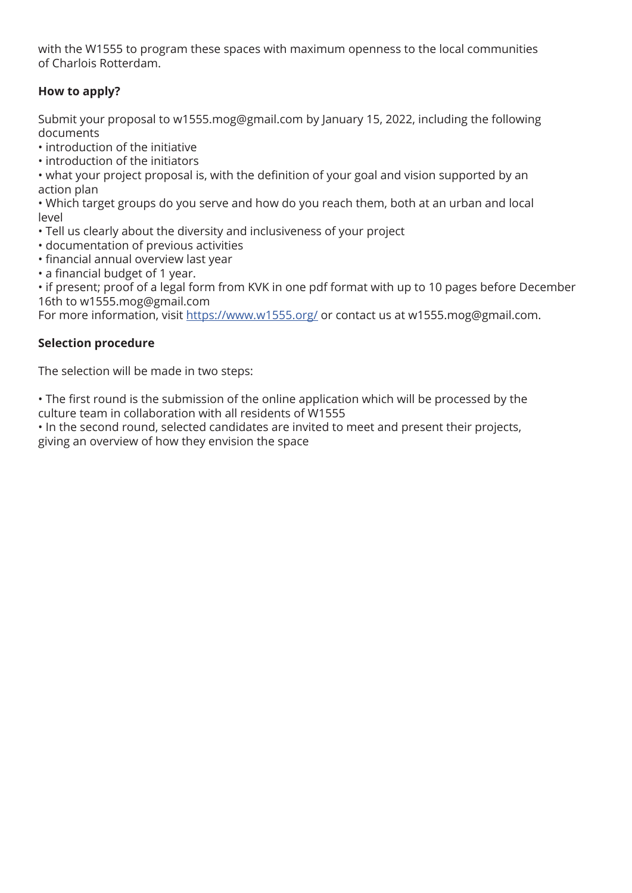with the W1555 to program these spaces with maximum openness to the local communities of Charlois Rotterdam.

**How to apply?**

Submit your proposal to w1555.mog@gmail.com by January 15, 2022, including the following documents

- introduction of the initiative
- introduction of the initiators
- what your project proposal is, with the definition of your goal and vision supported by an action plan
- Which target groups do you serve and how do you reach them, both at an urban and local level
- Tell us clearly about the diversity and inclusiveness of your project
- documentation of previous activities
- financial annual overview last year
- a financial budget of 1 year.
- if present; proof of a legal form from KVK in one pdf format with up to 10 pages before December 16th to w1555.mog@gmail.com

For more information, visit [https://www.w1555.org/](https://www.w1555.org/) or contact us at w1555.mog@gmail.com.

**Selection procedure**

The selection will be made in two steps:

- The first round is the submission of the online application which will be processed by the culture team in collaboration with all residents of W1555
- In the second round, selected candidates are invited to meet and present their projects, giving an overview of how they envision the space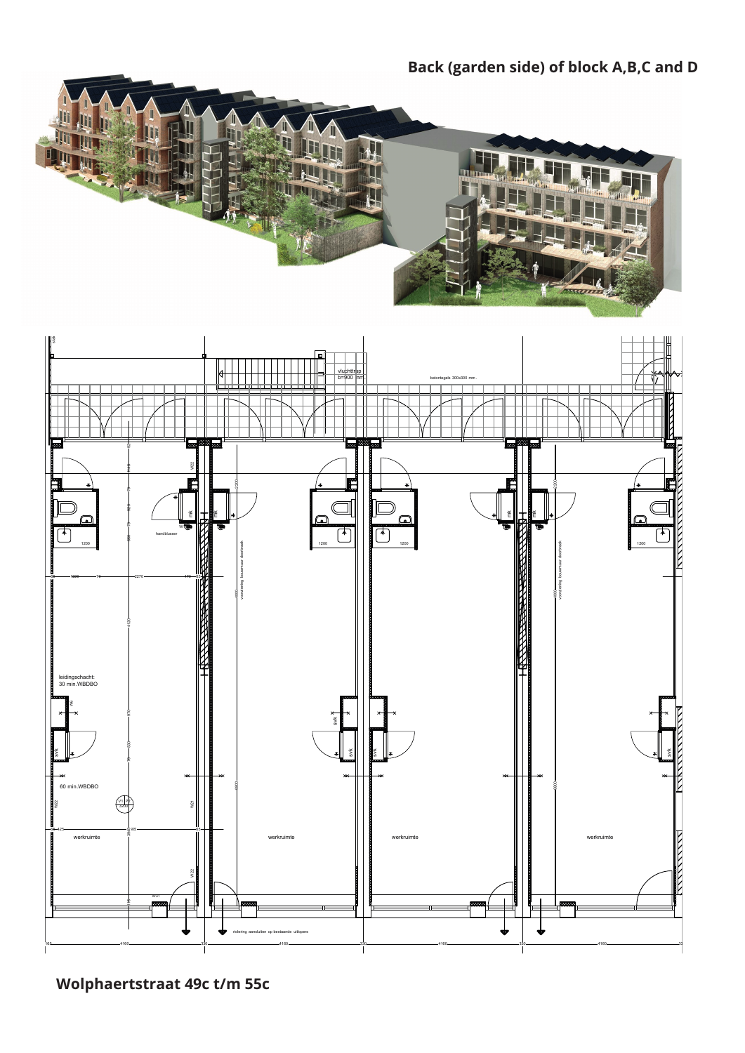**Back (garden side) of block A,B,C and D**

**Wolphaertstraat 49c t/m 55c**